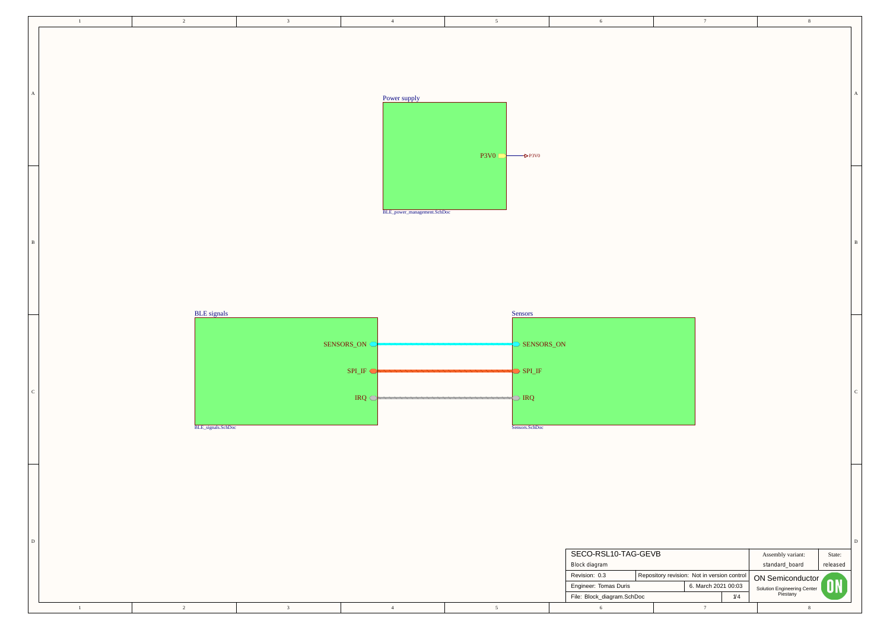## Power supply

P3V0 → P3V0

BLE_power_management.SchDoc

## BLE signals

SENSORS_ON

SPI_IF

IRQ

BLE_signals.SchDoc

## Sensors

SENSORS_ON

SPI_IF

IRQ

Sensors.SchDoc

| SECO-RSL10-TAG-GEVB | | Assembly variant: | State: |
|---|---|---|---|
| Block diagram | | standard_board | released |
| Revision: 0.3 | Repository revision: Not in version control | ON Semiconductor | |
| Engineer: Tomas Duris | 6. March 2021 00:03 | Solution Engineering Center Piestany | |
| File: Block_diagram.SchDoc | 1/4 | | |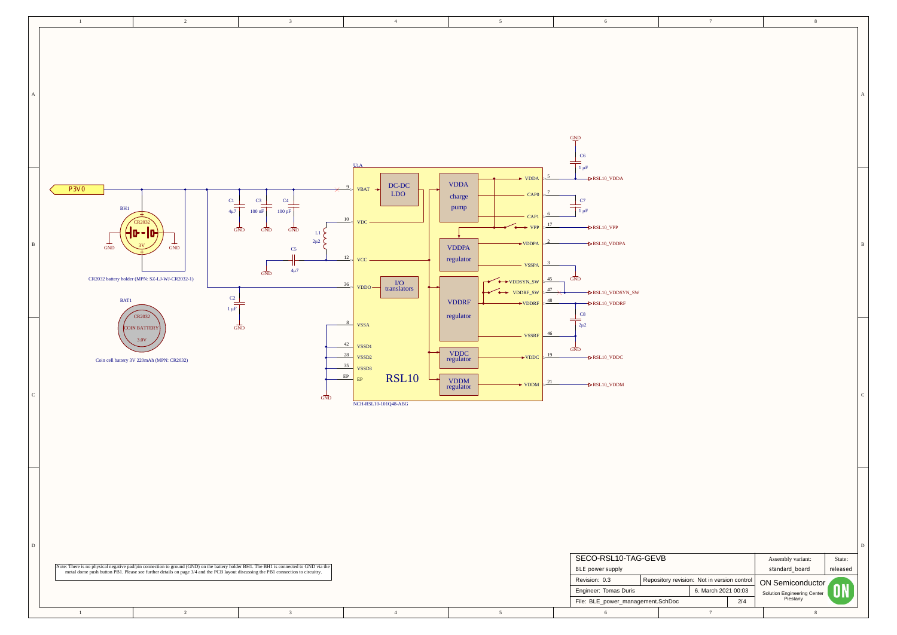U1A

P3V0

BH1

CR2032

3V

CR2032 battery holder (MPN: SZ-LJ-WJ-CR2032-1)

BAT1

CR2032

COIN BATTERY

3.0V

Coin cell battery 3V 220mAh (MPN: CR2032)

C1 4µ7

C3 100 nF

C4 100 pF

C2 1 µF

C5 4µ7

L1 2µ2

C6 1 µF

C7 1 µF

C8 2µ2

GND

VBAT, VDC, VCC, VDDO, VSSA, VSSD1, VSSD2, VSSD3, EP

DC-DC LDO

VDDA charge pump

VDDPA regulator

I/O translators

VDDRF regulator

VDDC regulator

VDDM regulator

RSL10

VDDA, CAP0, CAP1, VPP, VDDPA, VSSPA, VDDSYN_SW, VDDRF_SW, VDDRF, VSSRF, VDDC, VDDM

RSL10_VDDA

RSL10_VPP

RSL10_VDDPA

RSL10_VDDSYN_SW

RSL10_VDDRF

RSL10_VDDC

RSL10_VDDM

NCH-RSL10-101Q48-ABG

Note: There is no physical negative pad/pin connection to ground (GND) on the battery holder BH1. The BH1 is connected to GND via the metal dome push button PB1. Please see further details on page 3/4 and the PCB layout discussing the PB1 connection to circuitry.

| SECO-RSL10-TAG-GEVB | | Assembly variant: | State: |
|---|---|---|---|
| BLE power supply | | standard_board | released |
| Revision: 0.3 | Repository revision: Not in version control | ON Semiconductor | |
| Engineer: Tomas Duris | 6. March 2021 00:03 | Solution Engineering Center Piestany | |
| File: BLE_power_management.SchDoc | 2/4 | | |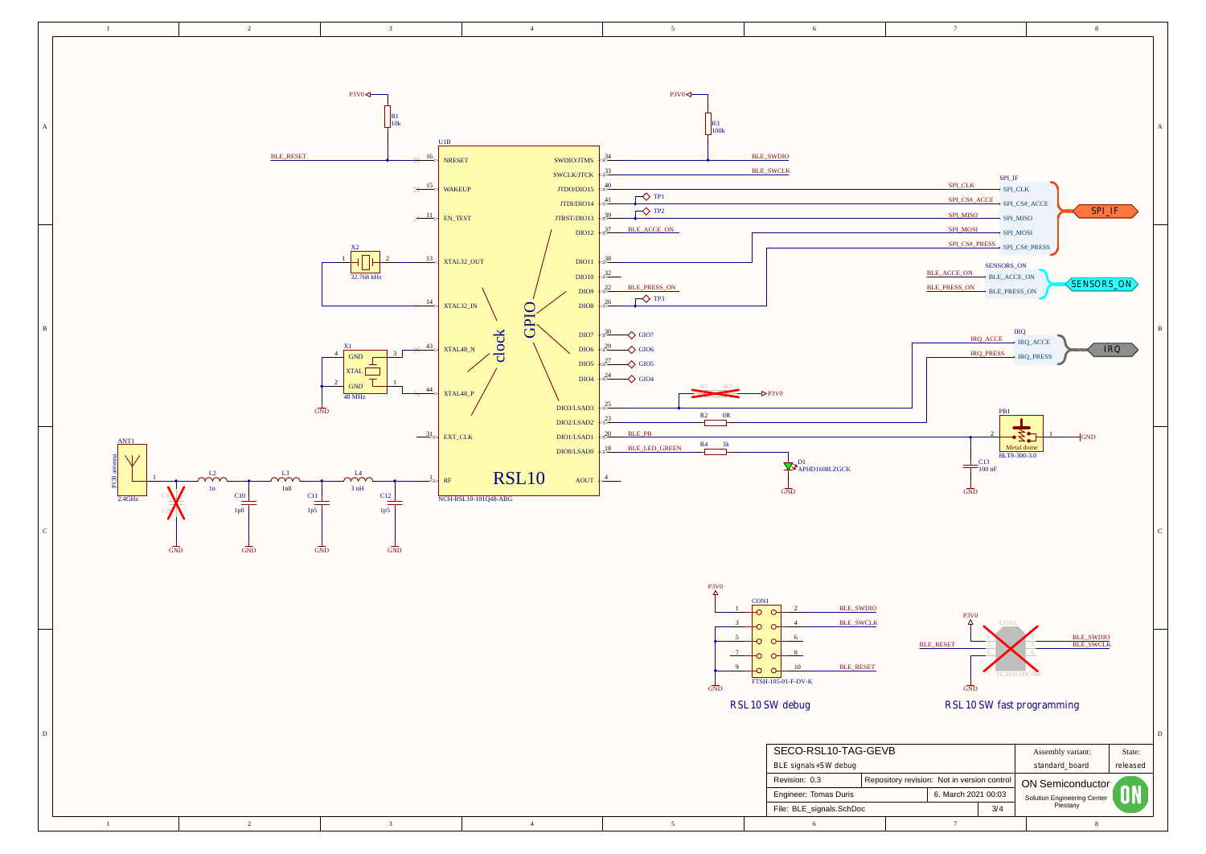# SECO-RSL10-TAG-GEVB

BLE signals+SW debug

## U1B — RSL10 (NCH-RSL10-101Q48-ABG)

| Pin | Left side signal | Pin | Right side signal |
|---|---|---|---|
| 16 | NRESET — BLE_RESET (R1 10k to P3V0) | 34 | SWDIO/JTMS — BLE_SWDIO (R3 100k to P3V0) |
| 15 | WAKEUP | 33 | SWCLK/JTCK — BLE_SWCLK |
| 11 | EN_TEST | 40 | JTDO/DIO15 — SPI_CLK |
| 13 | XTAL32_OUT | 41 | JTDI/DIO14 — TP1, SPI_CS#_ACCE |
| 14 | XTAL32_IN | 39 | JTRST/DIO13 — TP2, SPI_MISO |
| 43 | XTAL48_N | 37 | DIO12 — BLE_ACCE_ON |
| 44 | XTAL48_P | 38 | DIO11 — SPI_MOSI |
| 31 | EXT_CLK | 32 | DIO10 |
| 1 | RF | 22 | DIO9 — BLE_PRESS_ON |
| | | 26 | DIO8 — TP3, SPI_CS#_PRESS |
| | | 30 | DIO7 — GIO7 |
| | | 29 | DIO6 — GIO6 |
| | | 27 | DIO5 — GIO5 |
| | | 24 | DIO4 — GIO4 |
| | | 25 | DIO3/LSAD3 — IRQ_ACCE (R5 4k7 to P3V0, not mounted) |
| | | 23 | DIO2/LSAD2 — R2 0R — IRQ_PRESS |
| | | 20 | DIO1/LSAD1 — BLE_PB |
| | | 18 | DIO0/LSAD0 — BLE_LED_GREEN — R4 3k — D1 APHD1608LZGCK |
| | | 4 | AOUT |

GPIO / clock

- X2: 32.768 kHz (pins 1, 2)
- X1: 48 MHz (XTAL, GND pins 2, 4; pins 1, 3)
- ANT1: PCB antenna, 2.4GHz
- RF matching: L2 1n, L3 1n8, L4 3 nH; C9 2p (not mounted), C10 1p8, C11 1p5, C12 1p5
- PB1: BLT8-300-3.0, Metal dome (pin 2 BLE_PB, pin 1 GND); C13 100 nF

## Harnesses

- SPI_IF: SPI_CLK, SPI_CS#_ACCE, SPI_MISO, SPI_MOSI, SPI_CS#_PRESS
- SENSORS_ON: BLE_ACCE_ON, BLE_PRESS_ON
- IRQ: IRQ_ACCE, IRQ_PRESS

## RSL10 SW debug

CON1: FTSH-105-01-F-DV-K

| Pin | Signal | Pin | Signal |
|---|---|---|---|
| 1 | P3V0 | 2 | BLE_SWDIO |
| 3 | GND | 4 | BLE_SWCLK |
| 5 | GND | 6 | |
| 7 | | 8 | |
| 9 | GND | 10 | BLE_RESET |

## RSL10 SW fast programming

CON2: TC2030-IDC-NL (not mounted) — P3V0, BLE_RESET, GND, BLE_SWDIO, BLE_SWCLK

| | | | |
|---|---|---|---|
| SECO-RSL10-TAG-GEVB | | Assembly variant: standard_board | State: released |
| BLE signals+SW debug | | | |
| Revision: 0.3 | Repository revision: Not in version control | ON Semiconductor | |
| Engineer: Tomas Duris | 6. March 2021 00:03 | Solution Engineering Center Piestany | |
| File: BLE_signals.SchDoc | 3/4 | | |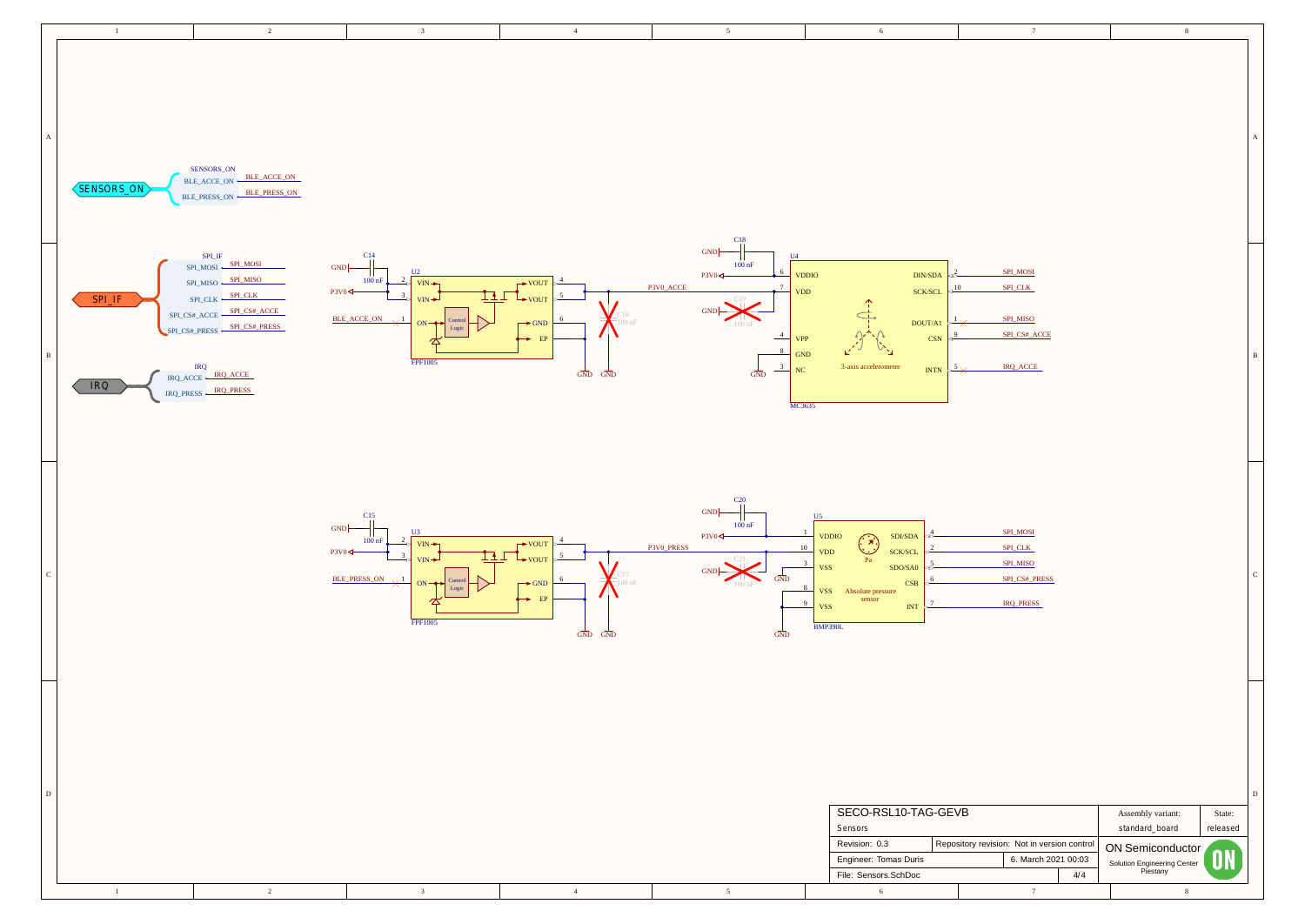SENSORS_ON

- SENSORS_ON
  - BLE_ACCE_ON — BLE_ACCE_ON
  - BLE_PRESS_ON — BLE_PRESS_ON

SPI_IF

- SPI_IF
  - SPI_MOSI — SPI_MOSI
  - SPI_MISO — SPI_MISO
  - SPI_CLK — SPI_CLK
  - SPI_CS#_ACCE — SPI_CS#_ACCE
  - SPI_CS#_PRESS — SPI_CS#_PRESS

IRQ

- IRQ
  - IRQ_ACCE — IRQ_ACCE
  - IRQ_PRESS — IRQ_PRESS

C14 100 nF GND
P3V0
BLE_ACCE_ON

U2 FPF1005
VIN 2, VIN 3, ON 1, Control Logic, VOUT 4, VOUT 5, GND 6, EP

P3V0_ACCE
C16 100 nF
GND GND

C18 100 nF GND
P3V0
C19 100 nF GND

U4 MC3635
VDDIO 6, VDD 7, VPP 4, GND 8, NC 3, 3-axis accelerometer
DIN/SDA 2, SCK/SCL 10, DOUT/A1 1, CSN 9, INTN 5
SPI_MOSI, SPI_CLK, SPI_MISO, SPI_CS#_ACCE, IRQ_ACCE
GND

C15 100 nF GND
P3V0
BLE_PRESS_ON

U3 FPF1005
VIN 2, VIN 3, ON 1, Control Logic, VOUT 4, VOUT 5, GND 6, EP

P3V0_PRESS
C17 100 nF
GND GND

C20 100 nF GND
P3V0
C21 100 nF GND

U5 BMP390L
VDDIO 1, VDD 10, VSS 3, VSS 8, VSS 9, Pa, Absolute pressure sensor
SDI/SDA 4, SCK/SCL 2, SDO/SA0 5, CSB 6, INT 7
SPI_MOSI, SPI_CLK, SPI_MISO, SPI_CS#_PRESS, IRQ_PRESS
GND GND

| | | | |
|---|---|---|---|
| SECO-RSL10-TAG-GEVB | | Assembly variant: | State: |
| Sensors | | standard_board | released |
| Revision: 0.3 | Repository revision: Not in version control | ON Semiconductor | |
| Engineer: Tomas Duris | 6. March 2021 00:03 | Solution Engineering Center Piestany | |
| File: Sensors.SchDoc | 4/4 | | |